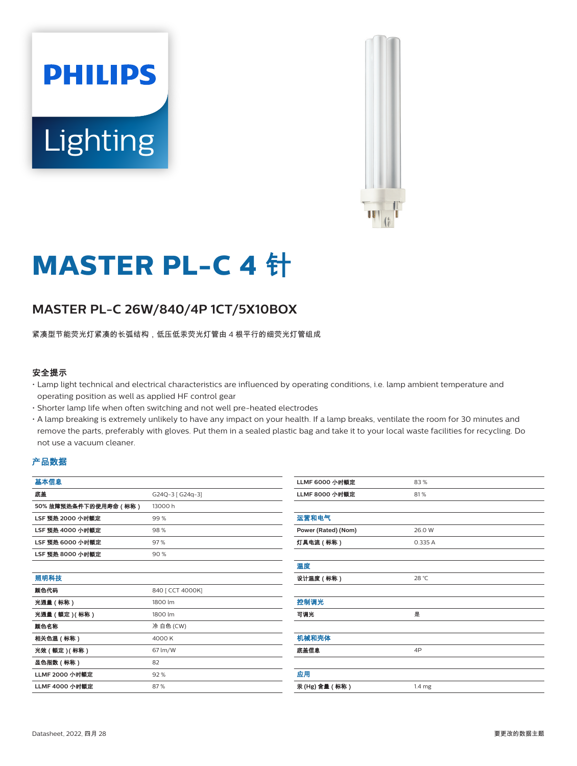# MASTER PL-C 4 针

## MASTER PL-C 26W/840/4P 1CT/5X10BOX

紧凑型节能荧光灯紧凑的长弧结构，低压低汞荧光灯管由 4 根平行的细荧光灯管组成

### 安全提示

- Lamp light technical and electrical characteristics are influenced by operating conditions, i.e. lamp ambient temperature and operating position as well as applied HF control gear
- Shorter lamp life when often switching and not well pre-heated electrodes
- A lamp breaking is extremely unlikely to have any impact on your health. If a lamp breaks, ventilate the room for 30 minutes and remove the parts, preferably with gloves. Put them in a sealed plastic bag and take it to your local waste facilities for recycling. Do not use a vacuum cleaner.

### 产品数据

| 基本信息 | |
|---|---|
| 底盖 | G24Q-3 [ G24q-3] |
| 50% 故障预热条件下的使用寿命（标称） | 13000 h |
| LSF 预热 2000 小时额定 | 99 % |
| LSF 预热 4000 小时额定 | 98 % |
| LSF 预热 6000 小时额定 | 97 % |
| LSF 预热 8000 小时额定 | 90 % |

| 照明科技 | |
|---|---|
| 颜色代码 | 840 [ CCT 4000K] |
| 光通量（标称） | 1800 lm |
| 光通量（额定）(标称) | 1800 lm |
| 颜色名称 | 冷 白色 (CW) |
| 相关色温（标称） | 4000 K |
| 光效（额定）(标称) | 67 lm/W |
| 显色指数（标称） | 82 |
| LLMF 2000 小时额定 | 92 % |
| LLMF 4000 小时额定 | 87 % |
| LLMF 6000 小时额定 | 83 % |
| LLMF 8000 小时额定 | 81 % |

| 运营和电气 | |
|---|---|
| Power (Rated) (Nom) | 26.0 W |
| 灯具电流（标称） | 0.335 A |

| 温度 | |
|---|---|
| 设计温度（标称） | 28 °C |

| 控制调光 | |
|---|---|
| 可调光 | 是 |

| 机械和壳体 | |
|---|---|
| 底盖信息 | 4P |

| 应用 | |
|---|---|
| 汞 (Hg) 含量（标称） | 1.4 mg |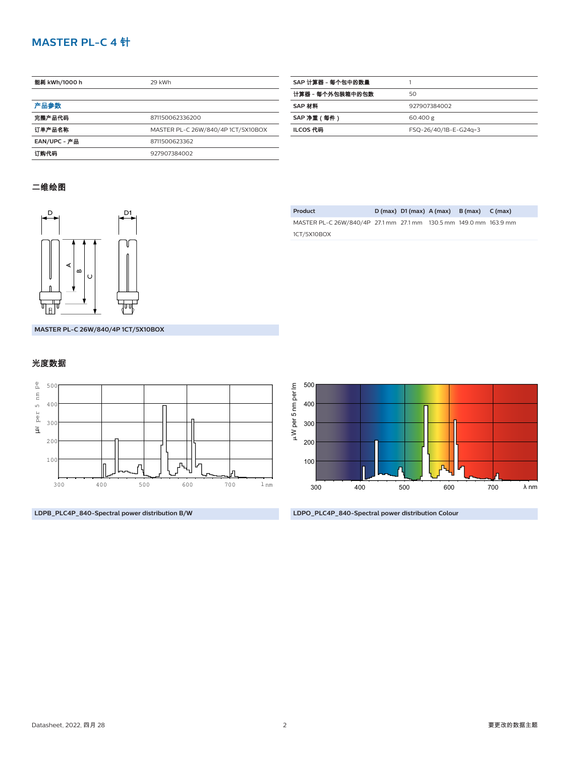# MASTER PL-C 4 针

| 能耗 kWh/1000 h | 29 kWh |
|---|---|

### 产品参数

| | |
|---|---|
| 完整产品代码 | 871150062336200 |
| 订单产品名称 | MASTER PL-C 26W/840/4P 1CT/5X10BOX |
| EAN/UPC - 产品 | 8711500623362 |
| 订购代码 | 927907384002 |

| | |
|---|---|
| SAP 计算器 - 每个包中的数量 | 1 |
| 计算器 - 每个外包装箱中的包数 | 50 |
| SAP 材料 | 927907384002 |
| SAP 净重（每件） | 60.400 g |
| ILCOS 代码 | FSQ-26/40/1B-E-G24q=3 |

### 二维绘图

| Product | D (max) | D1 (max) | A (max) | B (max) | C (max) |
|---|---|---|---|---|---|
| MASTER PL-C 26W/840/4P 1CT/5X10BOX | 27.1 mm | 27.1 mm | 130.5 mm | 149.0 mm | 163.9 mm |

MASTER PL-C 26W/840/4P 1CT/5X10BOX

### 光度数据

LDPB_PLC4P_840-Spectral power distribution B/W

LDPO_PLC4P_840-Spectral power distribution Colour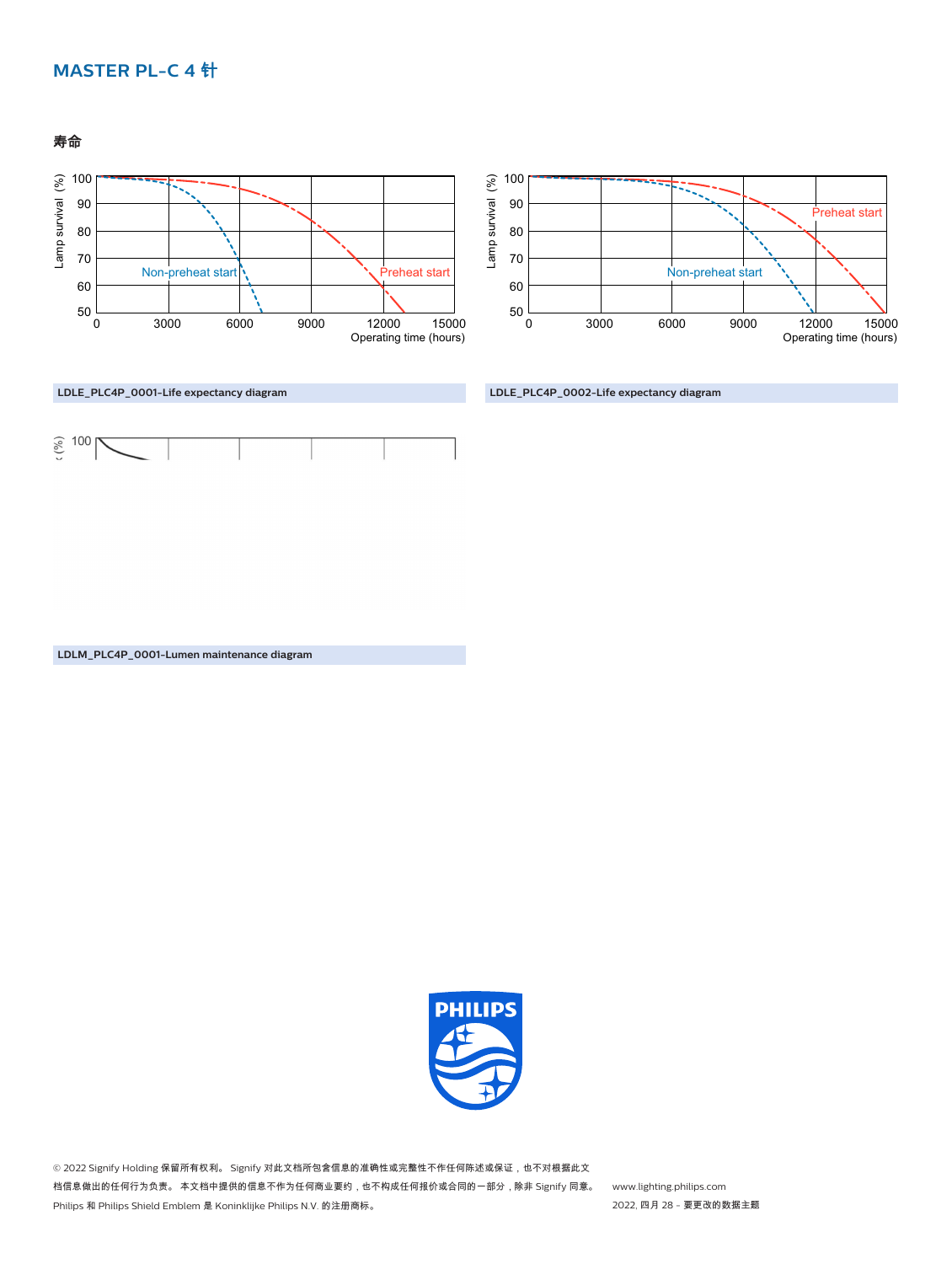## 寿命

Lamp survival (%)
100
90
80
70
60
50
0
3000
6000
9000
12000
15000
Operating time (hours)
Non-preheat start
Preheat start

LDLE_PLC4P_0001-Life expectancy diagram

Lamp survival (%)
100
90
80
70
60
50
0
3000
6000
9000
12000
15000
Operating time (hours)
Preheat start
Non-preheat start

LDLE_PLC4P_0002-Life expectancy diagram

(%)
100

LDLM_PLC4P_0001-Lumen maintenance diagram

© 2022 Signify Holding 保留所有权利。 Signify 对此文档所包含信息的准确性或完整性不作任何陈述或保证，也不对根据此文档信息做出的任何行为负责。 本文档中提供的信息不作为任何商业要约，也不构成任何报价或合同的一部分，除非 Signify 同意。
Philips 和 Philips Shield Emblem 是 Koninklijke Philips N.V. 的注册商标。

www.lighting.philips.com
2022, 四月 28 - 要更改的数据主题